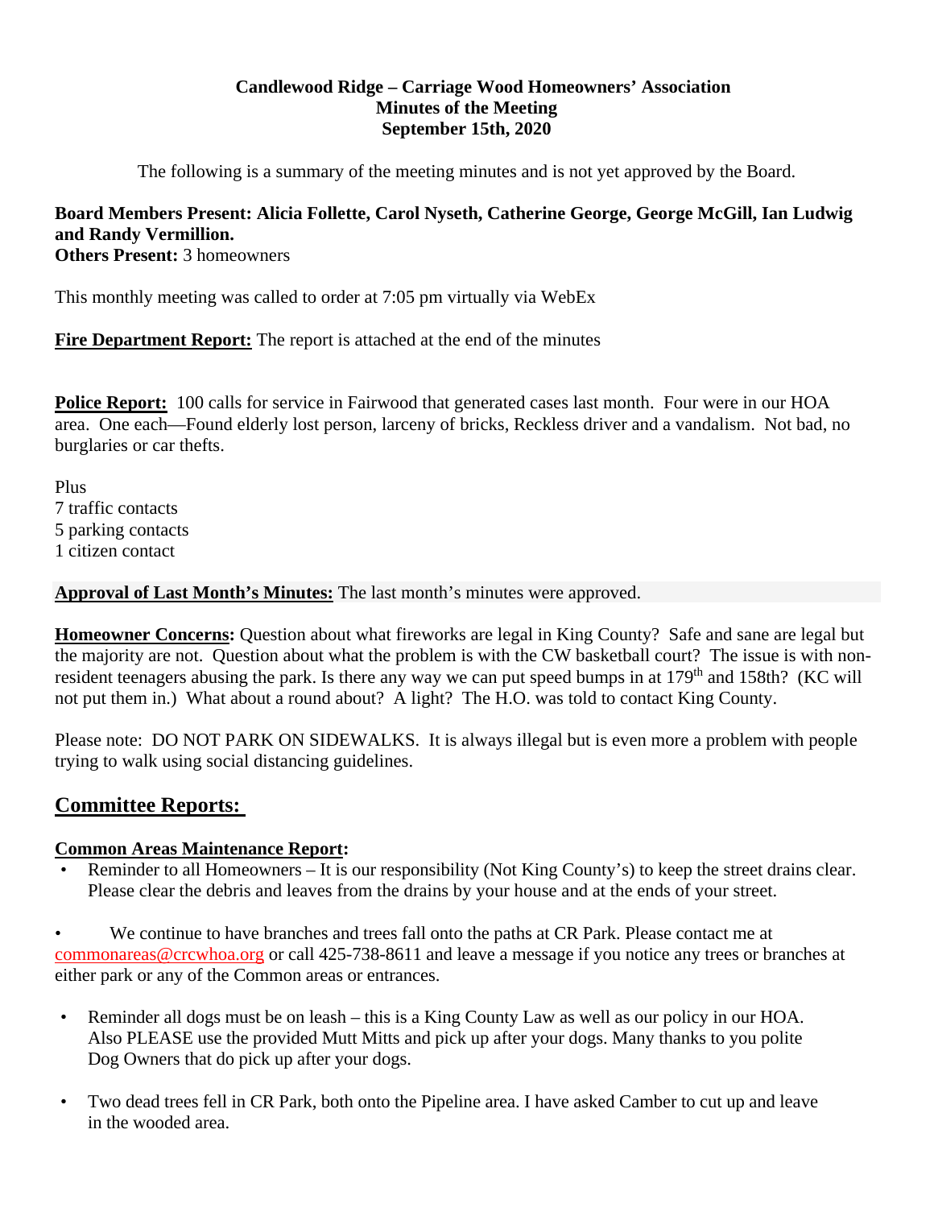**Candlewood Ridge – Carriage Wood Homeowners' Association**
**Minutes of the Meeting**
**September 15th, 2020**

The following is a summary of the meeting minutes and is not yet approved by the Board.

**Board Members Present: Alicia Follette, Carol Nyseth, Catherine George, George McGill, Ian Ludwig and Randy Vermillion.**
**Others Present:** 3 homeowners

This monthly meeting was called to order at 7:05 pm virtually via WebEx

**Fire Department Report:** The report is attached at the end of the minutes

**Police Report:** 100 calls for service in Fairwood that generated cases last month. Four were in our HOA area. One each—Found elderly lost person, larceny of bricks, Reckless driver and a vandalism. Not bad, no burglaries or car thefts.

Plus
7 traffic contacts
5 parking contacts
1 citizen contact

**Approval of Last Month's Minutes:** The last month's minutes were approved.

**Homeowner Concerns:** Question about what fireworks are legal in King County? Safe and sane are legal but the majority are not. Question about what the problem is with the CW basketball court? The issue is with non-resident teenagers abusing the park. Is there any way we can put speed bumps in at 179th and 158th? (KC will not put them in.) What about a round about? A light? The H.O. was told to contact King County.

Please note: DO NOT PARK ON SIDEWALKS. It is always illegal but is even more a problem with people trying to walk using social distancing guidelines.

## Committee Reports:

**Common Areas Maintenance Report:**

- Reminder to all Homeowners – It is our responsibility (Not King County's) to keep the street drains clear. Please clear the debris and leaves from the drains by your house and at the ends of your street.

- We continue to have branches and trees fall onto the paths at CR Park. Please contact me at commonareas@crcwhoa.org or call 425-738-8611 and leave a message if you notice any trees or branches at either park or any of the Common areas or entrances.

- Reminder all dogs must be on leash – this is a King County Law as well as our policy in our HOA. Also PLEASE use the provided Mutt Mitts and pick up after your dogs. Many thanks to you polite Dog Owners that do pick up after your dogs.

- Two dead trees fell in CR Park, both onto the Pipeline area. I have asked Camber to cut up and leave in the wooded area.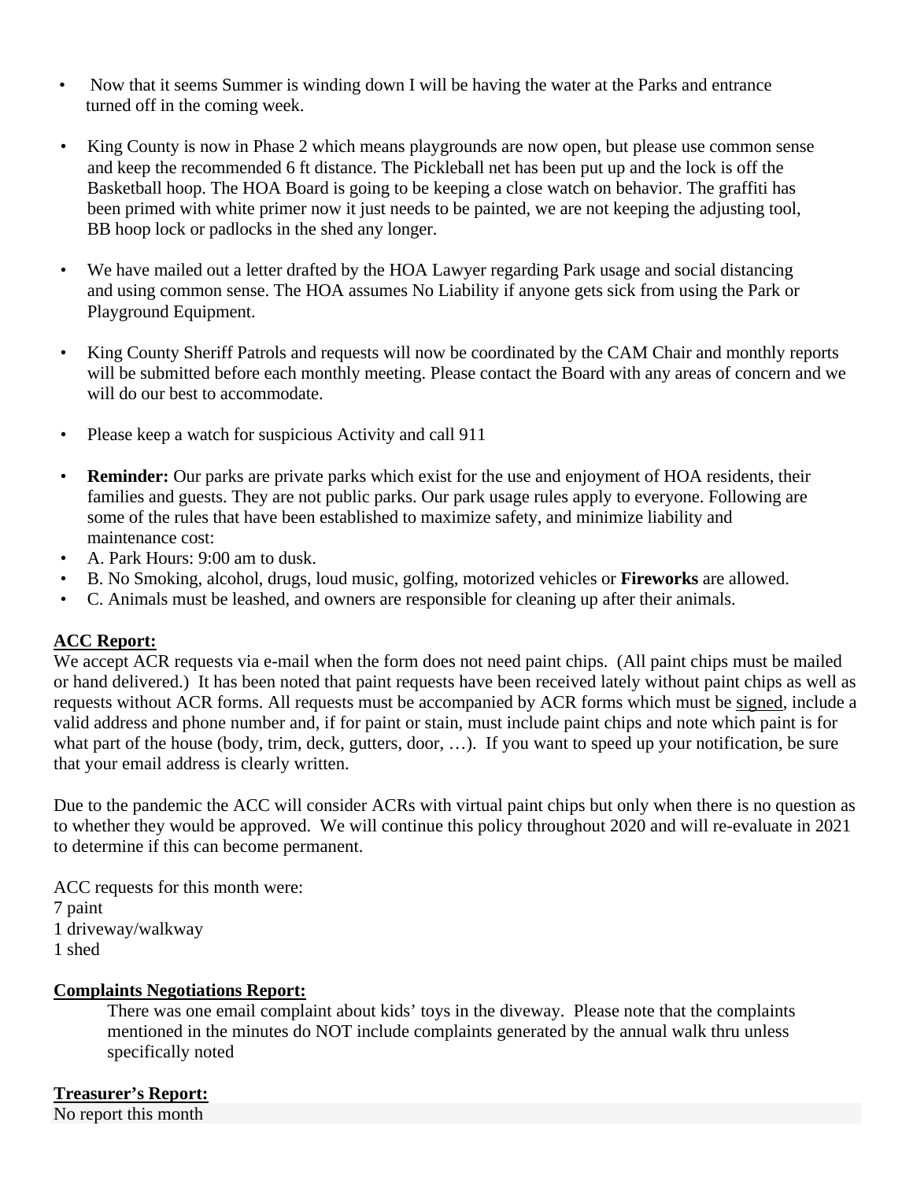- Now that it seems Summer is winding down I will be having the water at the Parks and entrance turned off in the coming week.

- King County is now in Phase 2 which means playgrounds are now open, but please use common sense and keep the recommended 6 ft distance. The Pickleball net has been put up and the lock is off the Basketball hoop. The HOA Board is going to be keeping a close watch on behavior. The graffiti has been primed with white primer now it just needs to be painted, we are not keeping the adjusting tool, BB hoop lock or padlocks in the shed any longer.

- We have mailed out a letter drafted by the HOA Lawyer regarding Park usage and social distancing and using common sense. The HOA assumes No Liability if anyone gets sick from using the Park or Playground Equipment.

- King County Sheriff Patrols and requests will now be coordinated by the CAM Chair and monthly reports will be submitted before each monthly meeting. Please contact the Board with any areas of concern and we will do our best to accommodate.

- Please keep a watch for suspicious Activity and call 911

- **Reminder:** Our parks are private parks which exist for the use and enjoyment of HOA residents, their families and guests. They are not public parks. Our park usage rules apply to everyone. Following are some of the rules that have been established to maximize safety, and minimize liability and maintenance cost:
- A. Park Hours: 9:00 am to dusk.
- B. No Smoking, alcohol, drugs, loud music, golfing, motorized vehicles or **Fireworks** are allowed.
- C. Animals must be leashed, and owners are responsible for cleaning up after their animals.

**ACC Report:**

We accept ACR requests via e-mail when the form does not need paint chips. (All paint chips must be mailed or hand delivered.) It has been noted that paint requests have been received lately without paint chips as well as requests without ACR forms. All requests must be accompanied by ACR forms which must be signed, include a valid address and phone number and, if for paint or stain, must include paint chips and note which paint is for what part of the house (body, trim, deck, gutters, door, …). If you want to speed up your notification, be sure that your email address is clearly written.

Due to the pandemic the ACC will consider ACRs with virtual paint chips but only when there is no question as to whether they would be approved. We will continue this policy throughout 2020 and will re-evaluate in 2021 to determine if this can become permanent.

ACC requests for this month were:
7 paint
1 driveway/walkway
1 shed

**Complaints Negotiations Report:**

There was one email complaint about kids' toys in the diveway. Please note that the complaints mentioned in the minutes do NOT include complaints generated by the annual walk thru unless specifically noted

**Treasurer's Report:**

No report this month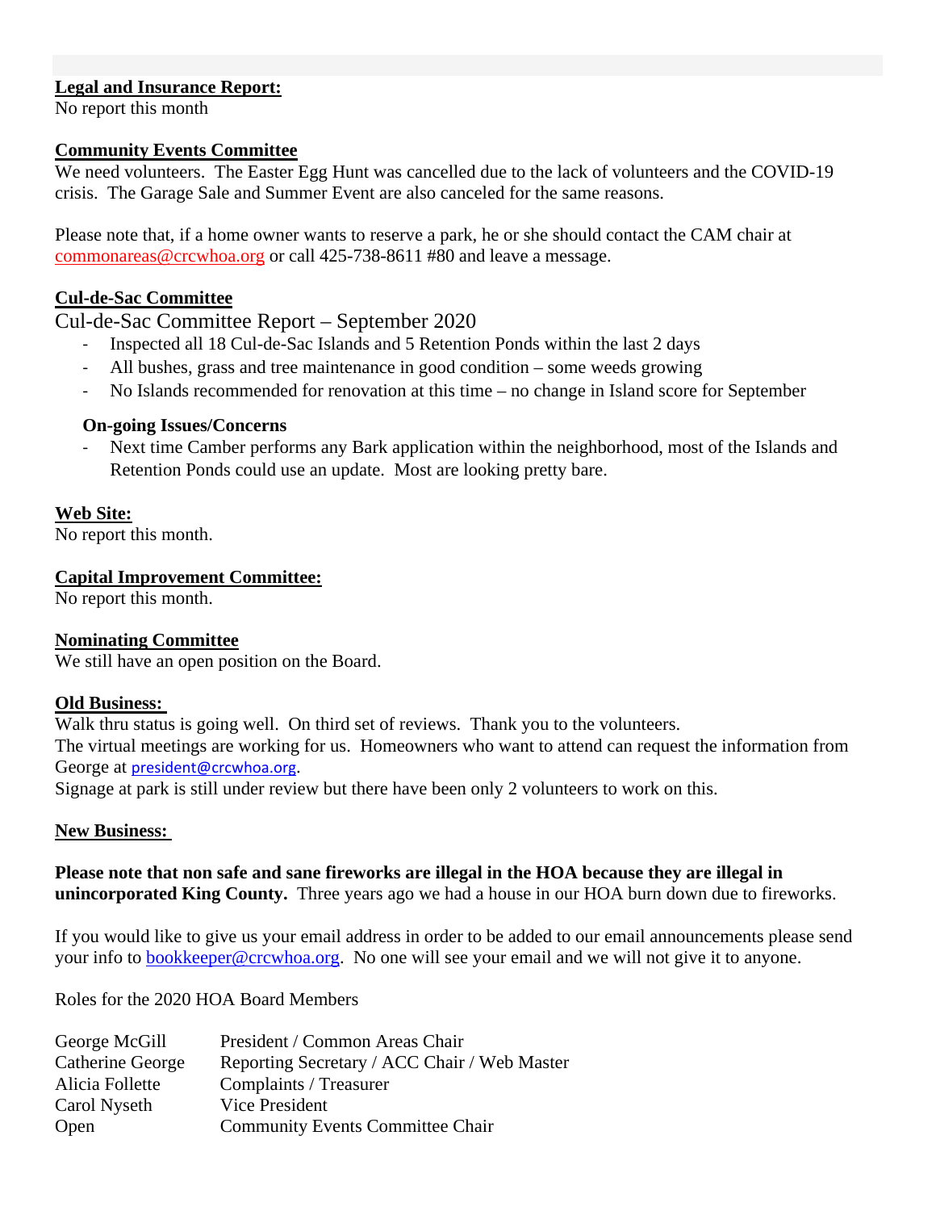**Legal and Insurance Report:**
No report this month

**Community Events Committee**
We need volunteers. The Easter Egg Hunt was cancelled due to the lack of volunteers and the COVID-19 crisis. The Garage Sale and Summer Event are also canceled for the same reasons.

Please note that, if a home owner wants to reserve a park, he or she should contact the CAM chair at commonareas@crcwhoa.org or call 425-738-8611 #80 and leave a message.

**Cul-de-Sac Committee**

Cul-de-Sac Committee Report – September 2020

- Inspected all 18 Cul-de-Sac Islands and 5 Retention Ponds within the last 2 days
- All bushes, grass and tree maintenance in good condition – some weeds growing
- No Islands recommended for renovation at this time – no change in Island score for September

**On-going Issues/Concerns**

- Next time Camber performs any Bark application within the neighborhood, most of the Islands and Retention Ponds could use an update. Most are looking pretty bare.

**Web Site:**
No report this month.

**Capital Improvement Committee:**
No report this month.

**Nominating Committee**
We still have an open position on the Board.

**Old Business:**
Walk thru status is going well. On third set of reviews. Thank you to the volunteers.
The virtual meetings are working for us. Homeowners who want to attend can request the information from George at president@crcwhoa.org.
Signage at park is still under review but there have been only 2 volunteers to work on this.

**New Business:**

**Please note that non safe and sane fireworks are illegal in the HOA because they are illegal in unincorporated King County.** Three years ago we had a house in our HOA burn down due to fireworks.

If you would like to give us your email address in order to be added to our email announcements please send your info to bookkeeper@crcwhoa.org. No one will see your email and we will not give it to anyone.

Roles for the 2020 HOA Board Members

| | |
|---|---|
| George McGill | President / Common Areas Chair |
| Catherine George | Reporting Secretary / ACC Chair / Web Master |
| Alicia Follette | Complaints / Treasurer |
| Carol Nyseth | Vice President |
| Open | Community Events Committee Chair |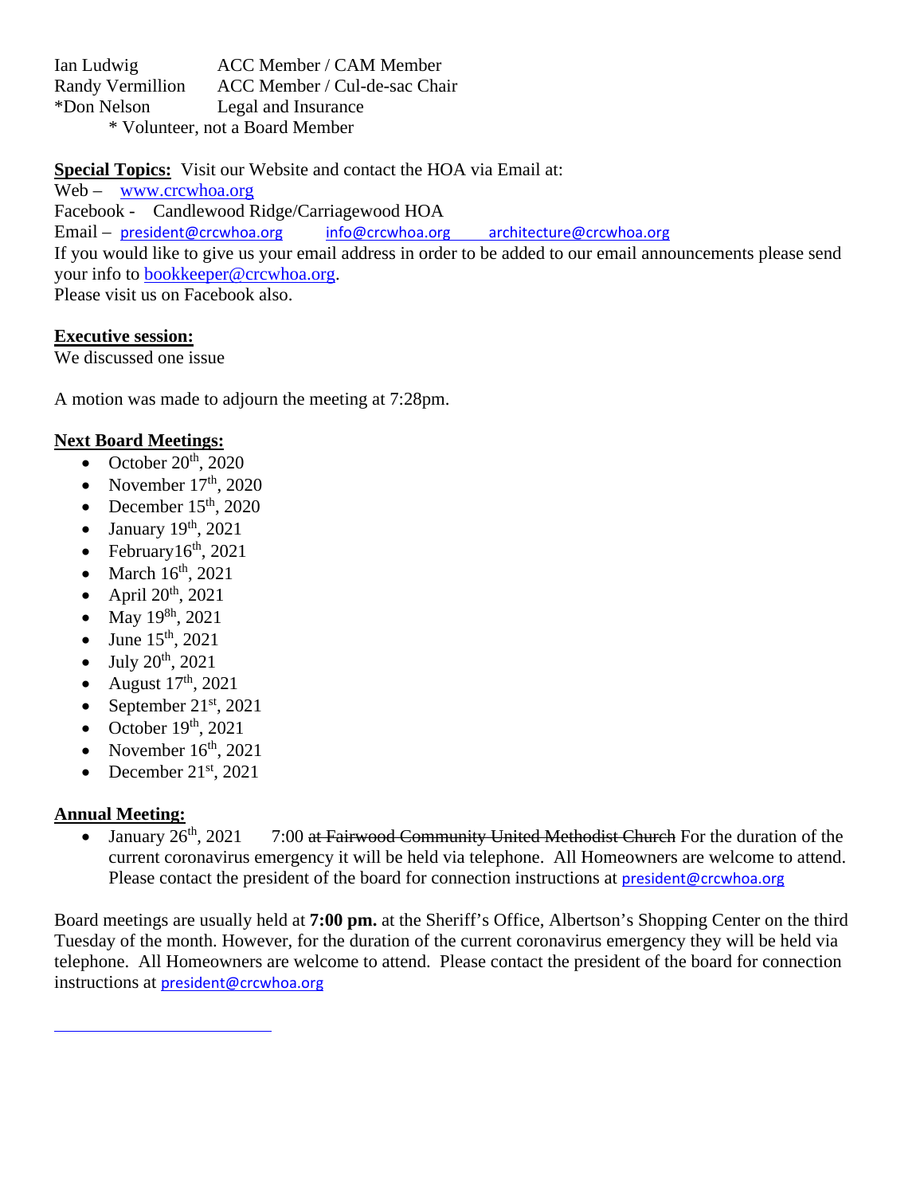Ian Ludwig ACC Member / CAM Member
Randy Vermillion ACC Member / Cul-de-sac Chair
*Don Nelson Legal and Insurance
* Volunteer, not a Board Member

**Special Topics:** Visit our Website and contact the HOA via Email at:
Web – www.crcwhoa.org
Facebook - Candlewood Ridge/Carriagewood HOA
Email – president@crcwhoa.org info@crcwhoa.org architecture@crcwhoa.org
If you would like to give us your email address in order to be added to our email announcements please send your info to bookkeeper@crcwhoa.org.
Please visit us on Facebook also.

**Executive session:**
We discussed one issue

A motion was made to adjourn the meeting at 7:28pm.

**Next Board Meetings:**

- October 20th, 2020
- November 17th, 2020
- December 15th, 2020
- January 19th, 2021
- February16th, 2021
- March 16th, 2021
- April 20th, 2021
- May 19 8h, 2021
- June 15th, 2021
- July 20th, 2021
- August 17th, 2021
- September 21st, 2021
- October 19th, 2021
- November 16th, 2021
- December 21st, 2021

**Annual Meeting:**

- January 26th, 2021 7:00 ~~at Fairwood Community United Methodist Church~~ For the duration of the current coronavirus emergency it will be held via telephone. All Homeowners are welcome to attend. Please contact the president of the board for connection instructions at president@crcwhoa.org

Board meetings are usually held at **7:00 pm.** at the Sheriff's Office, Albertson's Shopping Center on the third Tuesday of the month. However, for the duration of the current coronavirus emergency they will be held via telephone. All Homeowners are welcome to attend. Please contact the president of the board for connection instructions at president@crcwhoa.org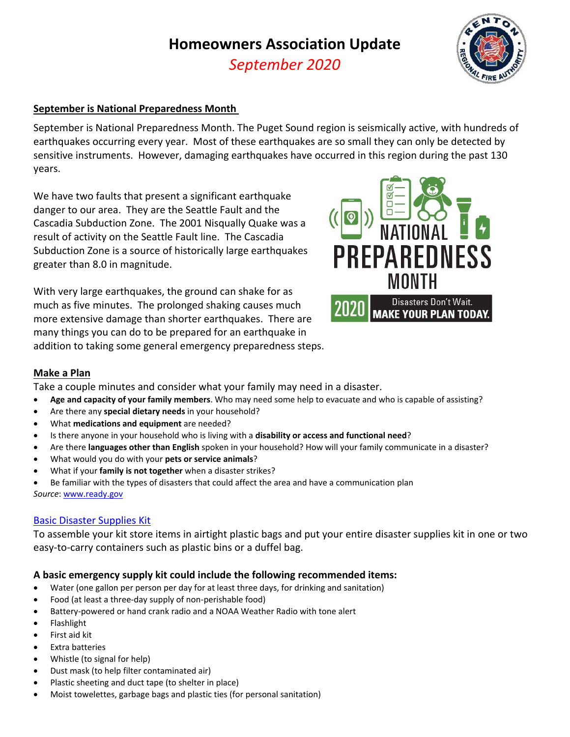# Homeowners Association Update

*September 2020*

## September is National Preparedness Month

September is National Preparedness Month. The Puget Sound region is seismically active, with hundreds of earthquakes occurring every year. Most of these earthquakes are so small they can only be detected by sensitive instruments. However, damaging earthquakes have occurred in this region during the past 130 years.

We have two faults that present a significant earthquake danger to our area. They are the Seattle Fault and the Cascadia Subduction Zone. The 2001 Nisqually Quake was a result of activity on the Seattle Fault line. The Cascadia Subduction Zone is a source of historically large earthquakes greater than 8.0 in magnitude.

With very large earthquakes, the ground can shake for as much as five minutes. The prolonged shaking causes much more extensive damage than shorter earthquakes. There are many things you can do to be prepared for an earthquake in addition to taking some general emergency preparedness steps.

NATIONAL PREPAREDNESS MONTH 2020 Disasters Don't Wait. MAKE YOUR PLAN TODAY.

## Make a Plan

Take a couple minutes and consider what your family may need in a disaster.

- **Age and capacity of your family members**. Who may need some help to evacuate and who is capable of assisting?
- Are there any **special dietary needs** in your household?
- What **medications and equipment** are needed?
- Is there anyone in your household who is living with a **disability or access and functional need**?
- Are there **languages other than English** spoken in your household? How will your family communicate in a disaster?
- What would you do with your **pets or service animals**?
- What if your **family is not together** when a disaster strikes?
- Be familiar with the types of disasters that could affect the area and have a communication plan

*Source*: www.ready.gov

## Basic Disaster Supplies Kit

To assemble your kit store items in airtight plastic bags and put your entire disaster supplies kit in one or two easy-to-carry containers such as plastic bins or a duffel bag.

### A basic emergency supply kit could include the following recommended items:

- Water (one gallon per person per day for at least three days, for drinking and sanitation)
- Food (at least a three-day supply of non-perishable food)
- Battery-powered or hand crank radio and a NOAA Weather Radio with tone alert
- Flashlight
- First aid kit
- Extra batteries
- Whistle (to signal for help)
- Dust mask (to help filter contaminated air)
- Plastic sheeting and duct tape (to shelter in place)
- Moist towelettes, garbage bags and plastic ties (for personal sanitation)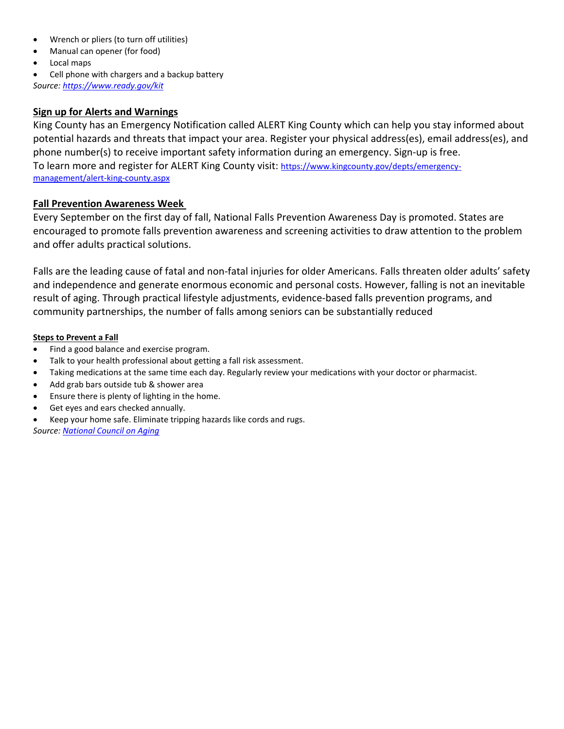- Wrench or pliers (to turn off utilities)
- Manual can opener (for food)
- Local maps
- Cell phone with chargers and a backup battery

*Source: [https://www.ready.gov/kit](https://www.ready.gov/kit)*

## Sign up for Alerts and Warnings

King County has an Emergency Notification called ALERT King County which can help you stay informed about potential hazards and threats that impact your area. Register your physical address(es), email address(es), and phone number(s) to receive important safety information during an emergency. Sign-up is free.
To learn more and register for ALERT King County visit: [https://www.kingcounty.gov/depts/emergency-management/alert-king-county.aspx](https://www.kingcounty.gov/depts/emergency-management/alert-king-county.aspx)

## Fall Prevention Awareness Week

Every September on the first day of fall, National Falls Prevention Awareness Day is promoted. States are encouraged to promote falls prevention awareness and screening activities to draw attention to the problem and offer adults practical solutions.

Falls are the leading cause of fatal and non-fatal injuries for older Americans. Falls threaten older adults' safety and independence and generate enormous economic and personal costs. However, falling is not an inevitable result of aging. Through practical lifestyle adjustments, evidence-based falls prevention programs, and community partnerships, the number of falls among seniors can be substantially reduced

### Steps to Prevent a Fall

- Find a good balance and exercise program.
- Talk to your health professional about getting a fall risk assessment.
- Taking medications at the same time each day. Regularly review your medications with your doctor or pharmacist.
- Add grab bars outside tub & shower area
- Ensure there is plenty of lighting in the home.
- Get eyes and ears checked annually.
- Keep your home safe. Eliminate tripping hazards like cords and rugs.

*Source: National Council on Aging*